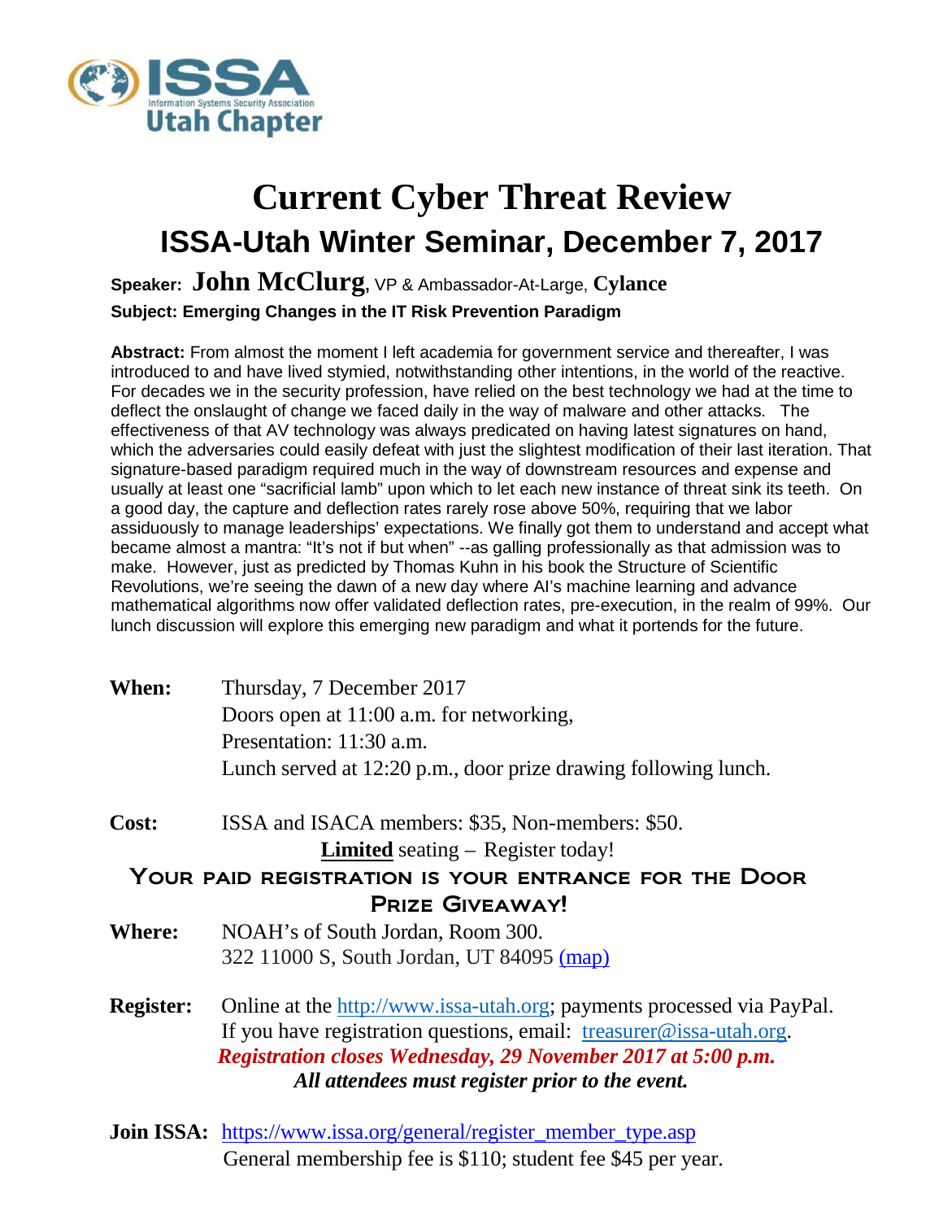ISSA
Information Systems Security Association
Utah Chapter

# Current Cyber Threat Review

## ISSA-Utah Winter Seminar, December 7, 2017

**Speaker: John McClurg**, VP & Ambassador-At-Large, **Cylance**

**Subject: Emerging Changes in the IT Risk Prevention Paradigm**

**Abstract:** From almost the moment I left academia for government service and thereafter, I was introduced to and have lived stymied, notwithstanding other intentions, in the world of the reactive. For decades we in the security profession, have relied on the best technology we had at the time to deflect the onslaught of change we faced daily in the way of malware and other attacks. The effectiveness of that AV technology was always predicated on having latest signatures on hand, which the adversaries could easily defeat with just the slightest modification of their last iteration. That signature-based paradigm required much in the way of downstream resources and expense and usually at least one "sacrificial lamb" upon which to let each new instance of threat sink its teeth. On a good day, the capture and deflection rates rarely rose above 50%, requiring that we labor assiduously to manage leaderships' expectations. We finally got them to understand and accept what became almost a mantra: "It's not if but when" --as galling professionally as that admission was to make. However, just as predicted by Thomas Kuhn in his book the Structure of Scientific Revolutions, we're seeing the dawn of a new day where AI's machine learning and advance mathematical algorithms now offer validated deflection rates, pre-execution, in the realm of 99%. Our lunch discussion will explore this emerging new paradigm and what it portends for the future.

**When:** Thursday, 7 December 2017
Doors open at 11:00 a.m. for networking,
Presentation: 11:30 a.m.
Lunch served at 12:20 p.m., door prize drawing following lunch.

**Cost:** ISSA and ISACA members: $35, Non-members: $50.
**Limited** seating – Register today!

**YOUR PAID REGISTRATION IS YOUR ENTRANCE FOR THE DOOR PRIZE GIVEAWAY!**

**Where:** NOAH's of South Jordan, Room 300.
322 11000 S, South Jordan, UT 84095 (map)

**Register:** Online at the http://www.issa-utah.org; payments processed via PayPal.
If you have registration questions, email: treasurer@issa-utah.org.
***Registration closes Wednesday, 29 November 2017 at 5:00 p.m.***
***All attendees must register prior to the event.***

**Join ISSA:** https://www.issa.org/general/register_member_type.asp
General membership fee is $110; student fee $45 per year.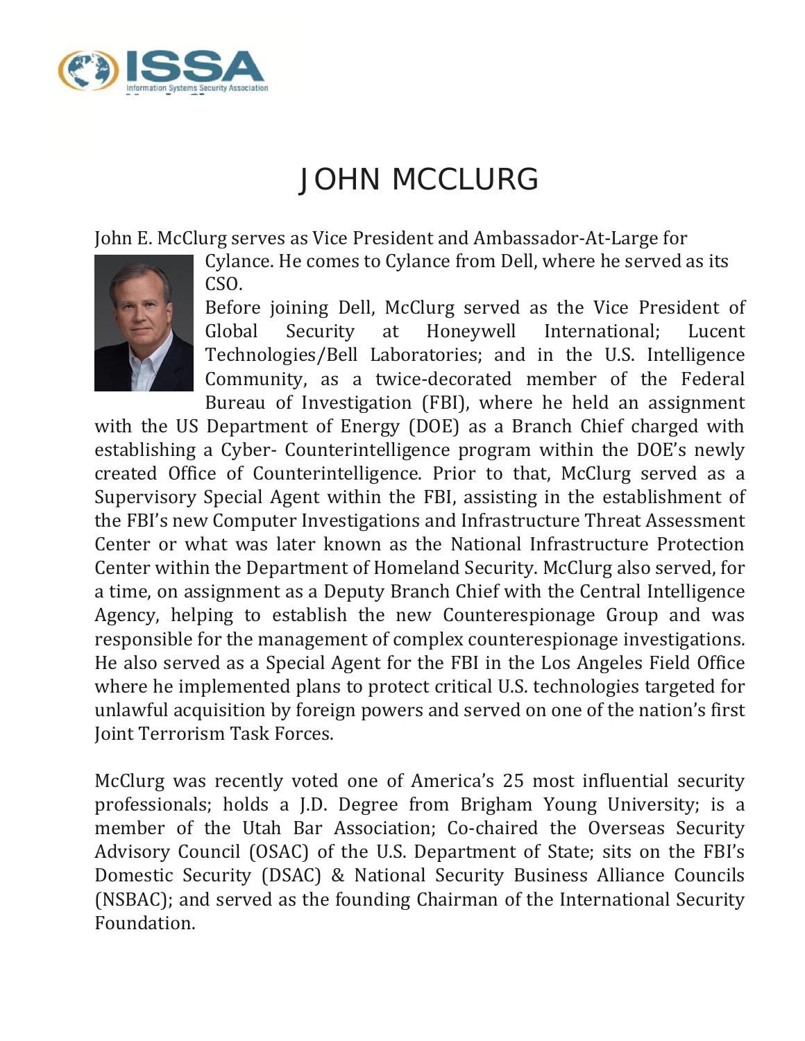# JOHN MCCLURG

John E. McClurg serves as Vice President and Ambassador-At-Large for Cylance. He comes to Cylance from Dell, where he served as its CSO.

Before joining Dell, McClurg served as the Vice President of Global Security at Honeywell International; Lucent Technologies/Bell Laboratories; and in the U.S. Intelligence Community, as a twice-decorated member of the Federal Bureau of Investigation (FBI), where he held an assignment with the US Department of Energy (DOE) as a Branch Chief charged with establishing a Cyber- Counterintelligence program within the DOE's newly created Office of Counterintelligence. Prior to that, McClurg served as a Supervisory Special Agent within the FBI, assisting in the establishment of the FBI's new Computer Investigations and Infrastructure Threat Assessment Center or what was later known as the National Infrastructure Protection Center within the Department of Homeland Security. McClurg also served, for a time, on assignment as a Deputy Branch Chief with the Central Intelligence Agency, helping to establish the new Counterespionage Group and was responsible for the management of complex counterespionage investigations. He also served as a Special Agent for the FBI in the Los Angeles Field Office where he implemented plans to protect critical U.S. technologies targeted for unlawful acquisition by foreign powers and served on one of the nation's first Joint Terrorism Task Forces.

McClurg was recently voted one of America's 25 most influential security professionals; holds a J.D. Degree from Brigham Young University; is a member of the Utah Bar Association; Co-chaired the Overseas Security Advisory Council (OSAC) of the U.S. Department of State; sits on the FBI's Domestic Security (DSAC) & National Security Business Alliance Councils (NSBAC); and served as the founding Chairman of the International Security Foundation.